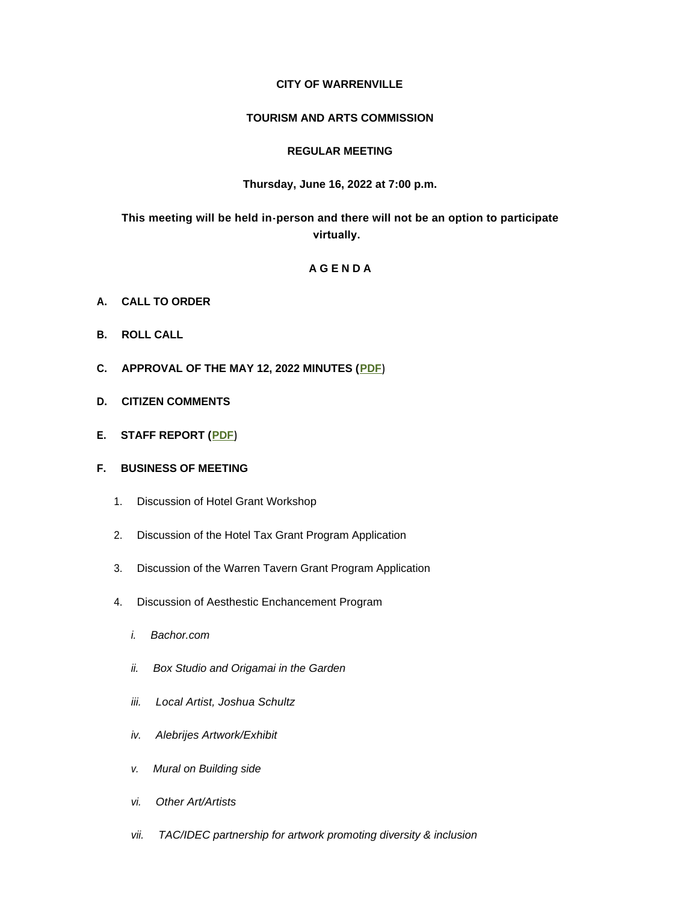**CITY OF WARRENVILLE**

**TOURISM AND ARTS COMMISSION**

**REGULAR MEETING**

**Thursday, June 16, 2022 at 7:00 p.m.**

**This meeting will be held in-person and there will not be an option to participate virtually.**

**A G E N D A**

**A. CALL TO ORDER**

**B. ROLL CALL**

**C. APPROVAL OF THE MAY 12, 2022 MINUTES (PDF)**

**D. CITIZEN COMMENTS**

**E. STAFF REPORT (PDF)**

**F. BUSINESS OF MEETING**

1. Discussion of Hotel Grant Workshop
2. Discussion of the Hotel Tax Grant Program Application
3. Discussion of the Warren Tavern Grant Program Application
4. Discussion of Aesthetic Enchancement Program
   - *i. Bachor.com*
   - *ii. Box Studio and Origamai in the Garden*
   - *iii. Local Artist, Joshua Schultz*
   - *iv. Alebrijes Artwork/Exhibit*
   - *v. Mural on Building side*
   - *vi. Other Art/Artists*
   - *vii. TAC/IDEC partnership for artwork promoting diversity & inclusion*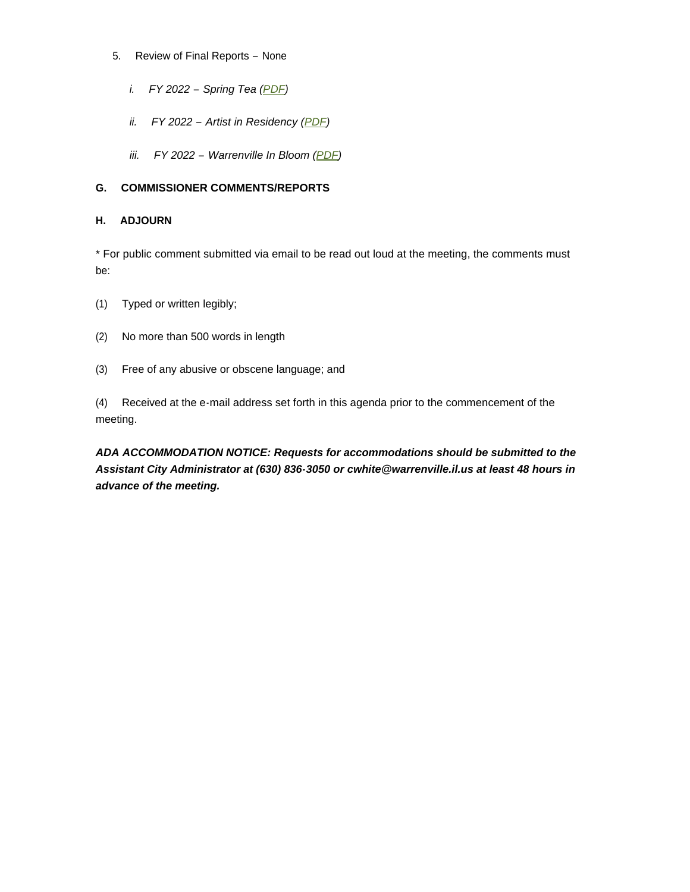5. Review of Final Reports – None

   i. *FY 2022 – Spring Tea (PDF)*

   ii. *FY 2022 – Artist in Residency (PDF)*

   iii. *FY 2022 – Warrenville In Bloom (PDF)*

**G. COMMISSIONER COMMENTS/REPORTS**

**H. ADJOURN**

* For public comment submitted via email to be read out loud at the meeting, the comments must be:

(1) Typed or written legibly;

(2) No more than 500 words in length

(3) Free of any abusive or obscene language; and

(4) Received at the e-mail address set forth in this agenda prior to the commencement of the meeting.

***ADA ACCOMMODATION NOTICE: Requests for accommodations should be submitted to the Assistant City Administrator at (630) 836-3050 or cwhite@warrenville.il.us at least 48 hours in advance of the meeting.***